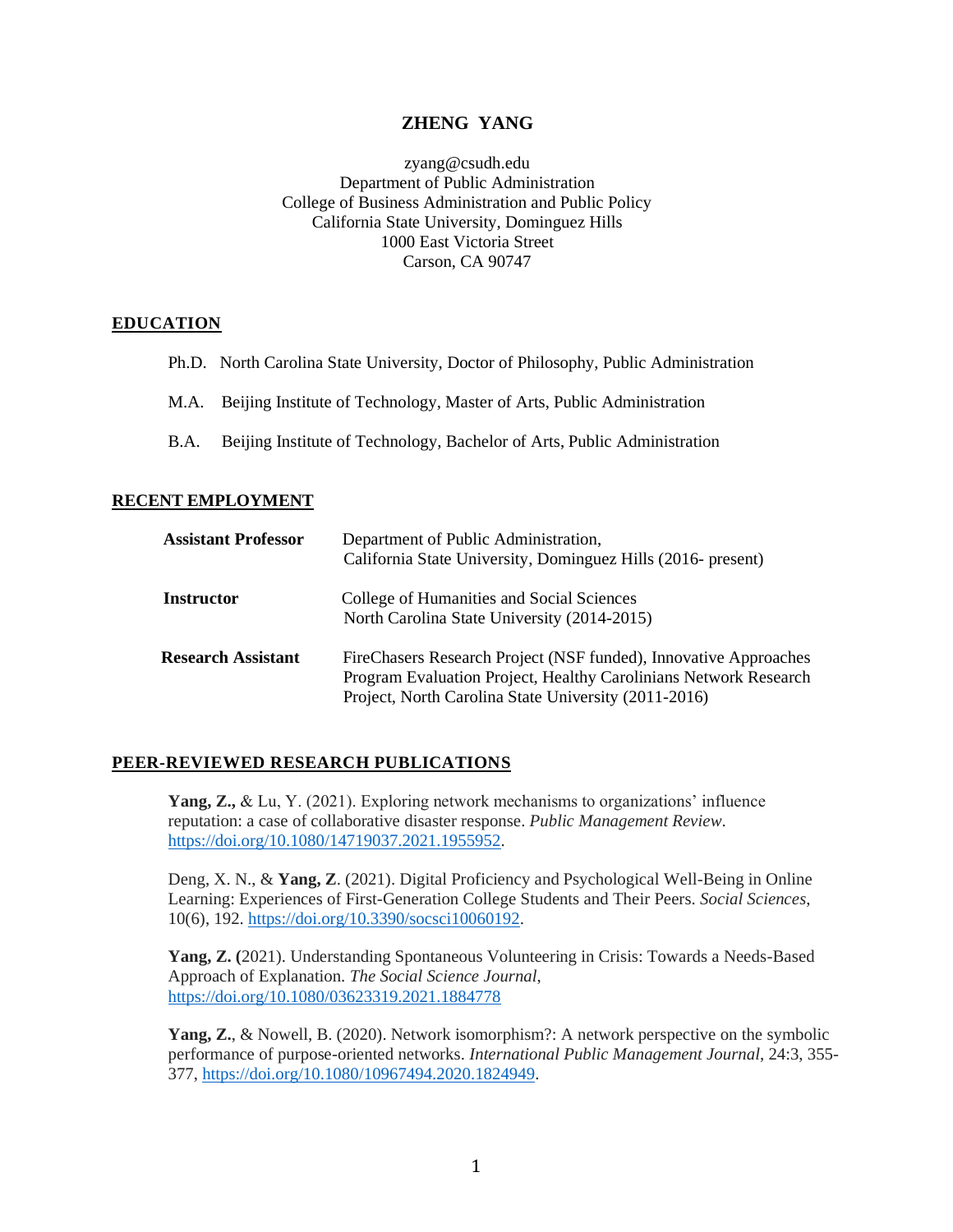# ZHENG YANG

zyang@csudh.edu
Department of Public Administration
College of Business Administration and Public Policy
California State University, Dominguez Hills
1000 East Victoria Street
Carson, CA 90747

## EDUCATION

Ph.D. North Carolina State University, Doctor of Philosophy, Public Administration

M.A. Beijing Institute of Technology, Master of Arts, Public Administration

B.A. Beijing Institute of Technology, Bachelor of Arts, Public Administration

## RECENT EMPLOYMENT

**Assistant Professor** — Department of Public Administration, California State University, Dominguez Hills (2016- present)

**Instructor** — College of Humanities and Social Sciences, North Carolina State University (2014-2015)

**Research Assistant** — FireChasers Research Project (NSF funded), Innovative Approaches Program Evaluation Project, Healthy Carolinians Network Research Project, North Carolina State University (2011-2016)

## PEER-REVIEWED RESEARCH PUBLICATIONS

**Yang, Z.,** & Lu, Y. (2021). Exploring network mechanisms to organizations' influence reputation: a case of collaborative disaster response. *Public Management Review*. https://doi.org/10.1080/14719037.2021.1955952.

Deng, X. N., & **Yang, Z**. (2021). Digital Proficiency and Psychological Well-Being in Online Learning: Experiences of First-Generation College Students and Their Peers. *Social Sciences*, 10(6), 192. https://doi.org/10.3390/socsci10060192.

**Yang, Z. (**2021). Understanding Spontaneous Volunteering in Crisis: Towards a Needs-Based Approach of Explanation. *The Social Science Journal*, https://doi.org/10.1080/03623319.2021.1884778

**Yang, Z.**, & Nowell, B. (2020). Network isomorphism?: A network perspective on the symbolic performance of purpose-oriented networks. *International Public Management Journal*, 24:3, 355-377, https://doi.org/10.1080/10967494.2020.1824949.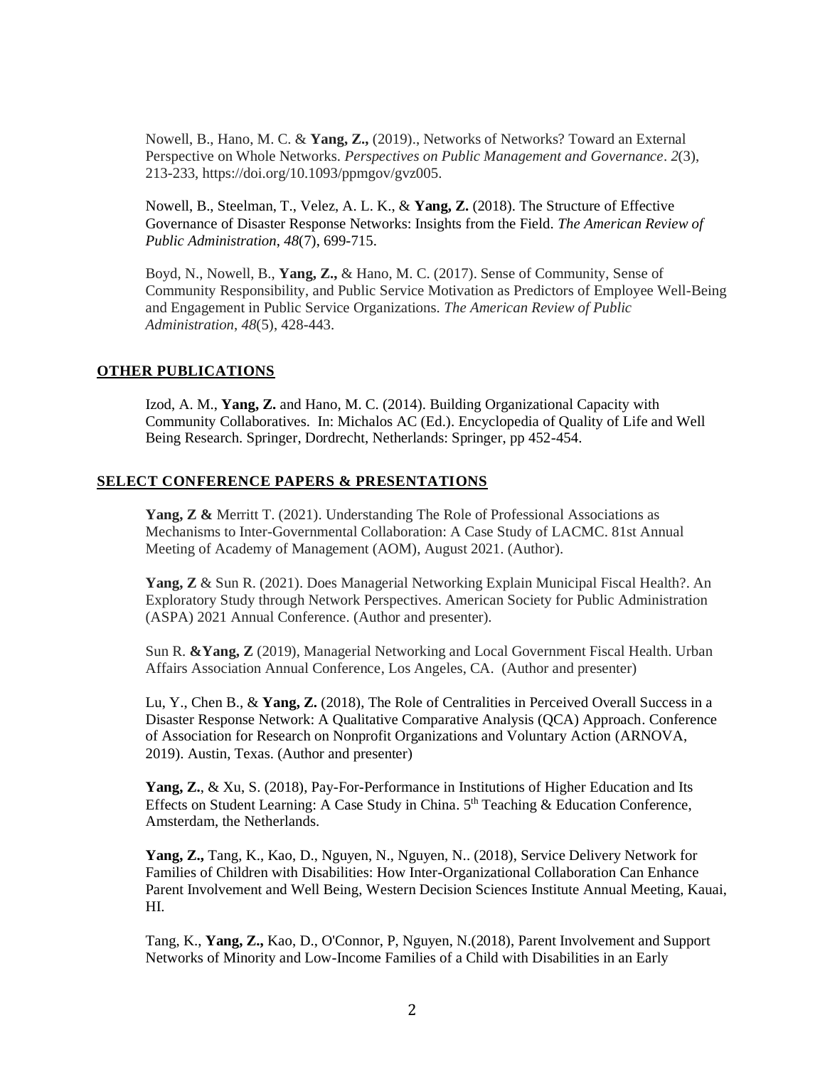Nowell, B., Hano, M. C. & **Yang, Z.,** (2019)., Networks of Networks? Toward an External Perspective on Whole Networks. *Perspectives on Public Management and Governance*. *2*(3), 213-233, https://doi.org/10.1093/ppmgov/gvz005.

Nowell, B., Steelman, T., Velez, A. L. K., & **Yang, Z.** (2018). The Structure of Effective Governance of Disaster Response Networks: Insights from the Field. *The American Review of Public Administration*, *48*(7), 699-715.

Boyd, N., Nowell, B., **Yang, Z.,** & Hano, M. C. (2017). Sense of Community, Sense of Community Responsibility, and Public Service Motivation as Predictors of Employee Well-Being and Engagement in Public Service Organizations. *The American Review of Public Administration*, *48*(5), 428-443.

## OTHER PUBLICATIONS

Izod, A. M., **Yang, Z.** and Hano, M. C. (2014). Building Organizational Capacity with Community Collaboratives. In: Michalos AC (Ed.). Encyclopedia of Quality of Life and Well Being Research. Springer, Dordrecht, Netherlands: Springer, pp 452-454.

## SELECT CONFERENCE PAPERS & PRESENTATIONS

**Yang, Z &** Merritt T. (2021). Understanding The Role of Professional Associations as Mechanisms to Inter-Governmental Collaboration: A Case Study of LACMC. 81st Annual Meeting of Academy of Management (AOM), August 2021. (Author).

**Yang, Z** & Sun R. (2021). Does Managerial Networking Explain Municipal Fiscal Health?. An Exploratory Study through Network Perspectives. American Society for Public Administration (ASPA) 2021 Annual Conference. (Author and presenter).

Sun R. **&Yang, Z** (2019), Managerial Networking and Local Government Fiscal Health. Urban Affairs Association Annual Conference, Los Angeles, CA. (Author and presenter)

Lu, Y., Chen B., & **Yang, Z.** (2018), The Role of Centralities in Perceived Overall Success in a Disaster Response Network: A Qualitative Comparative Analysis (QCA) Approach. Conference of Association for Research on Nonprofit Organizations and Voluntary Action (ARNOVA, 2019). Austin, Texas. (Author and presenter)

**Yang, Z.**, & Xu, S. (2018), Pay-For-Performance in Institutions of Higher Education and Its Effects on Student Learning: A Case Study in China. 5th Teaching & Education Conference, Amsterdam, the Netherlands.

**Yang, Z.,** Tang, K., Kao, D., Nguyen, N., Nguyen, N.. (2018), Service Delivery Network for Families of Children with Disabilities: How Inter-Organizational Collaboration Can Enhance Parent Involvement and Well Being, Western Decision Sciences Institute Annual Meeting, Kauai, HI.

Tang, K., **Yang, Z.,** Kao, D., O'Connor, P, Nguyen, N.(2018), Parent Involvement and Support Networks of Minority and Low-Income Families of a Child with Disabilities in an Early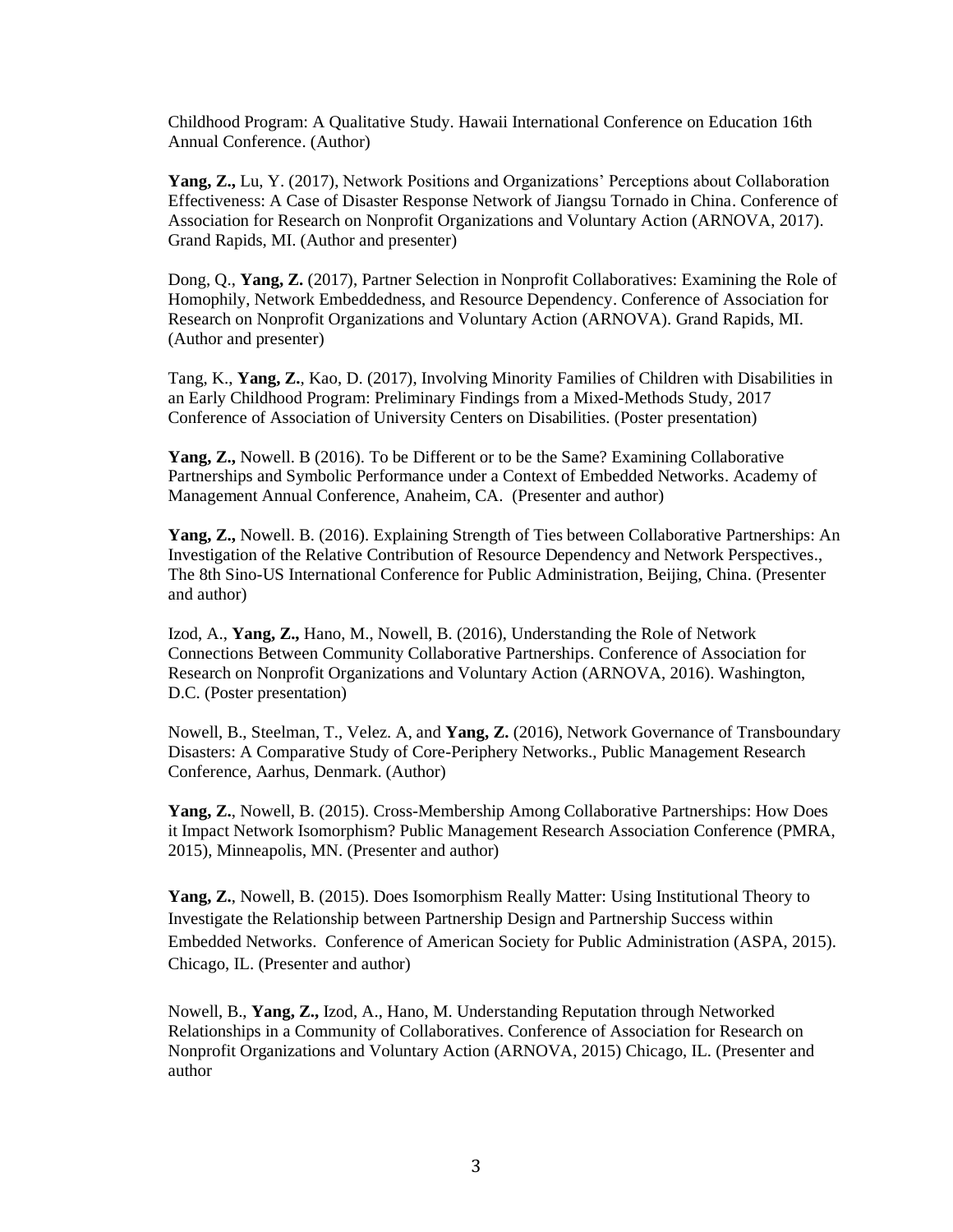Childhood Program: A Qualitative Study. Hawaii International Conference on Education 16th Annual Conference. (Author)

**Yang, Z.,** Lu, Y. (2017), Network Positions and Organizations' Perceptions about Collaboration Effectiveness: A Case of Disaster Response Network of Jiangsu Tornado in China. Conference of Association for Research on Nonprofit Organizations and Voluntary Action (ARNOVA, 2017). Grand Rapids, MI. (Author and presenter)

Dong, Q., **Yang, Z.** (2017), Partner Selection in Nonprofit Collaboratives: Examining the Role of Homophily, Network Embeddedness, and Resource Dependency. Conference of Association for Research on Nonprofit Organizations and Voluntary Action (ARNOVA). Grand Rapids, MI. (Author and presenter)

Tang, K., **Yang, Z.**, Kao, D. (2017), Involving Minority Families of Children with Disabilities in an Early Childhood Program: Preliminary Findings from a Mixed-Methods Study, 2017 Conference of Association of University Centers on Disabilities. (Poster presentation)

**Yang, Z.,** Nowell. B (2016). To be Different or to be the Same? Examining Collaborative Partnerships and Symbolic Performance under a Context of Embedded Networks. Academy of Management Annual Conference, Anaheim, CA. (Presenter and author)

**Yang, Z.,** Nowell. B. (2016). Explaining Strength of Ties between Collaborative Partnerships: An Investigation of the Relative Contribution of Resource Dependency and Network Perspectives., The 8th Sino-US International Conference for Public Administration, Beijing, China. (Presenter and author)

Izod, A., **Yang, Z.,** Hano, M., Nowell, B. (2016), Understanding the Role of Network Connections Between Community Collaborative Partnerships. Conference of Association for Research on Nonprofit Organizations and Voluntary Action (ARNOVA, 2016). Washington, D.C. (Poster presentation)

Nowell, B., Steelman, T., Velez. A, and **Yang, Z.** (2016), Network Governance of Transboundary Disasters: A Comparative Study of Core-Periphery Networks., Public Management Research Conference, Aarhus, Denmark. (Author)

**Yang, Z.**, Nowell, B. (2015). Cross-Membership Among Collaborative Partnerships: How Does it Impact Network Isomorphism? Public Management Research Association Conference (PMRA, 2015), Minneapolis, MN. (Presenter and author)

**Yang, Z.**, Nowell, B. (2015). Does Isomorphism Really Matter: Using Institutional Theory to Investigate the Relationship between Partnership Design and Partnership Success within Embedded Networks. Conference of American Society for Public Administration (ASPA, 2015). Chicago, IL. (Presenter and author)

Nowell, B., **Yang, Z.,** Izod, A., Hano, M. Understanding Reputation through Networked Relationships in a Community of Collaboratives. Conference of Association for Research on Nonprofit Organizations and Voluntary Action (ARNOVA, 2015) Chicago, IL. (Presenter and author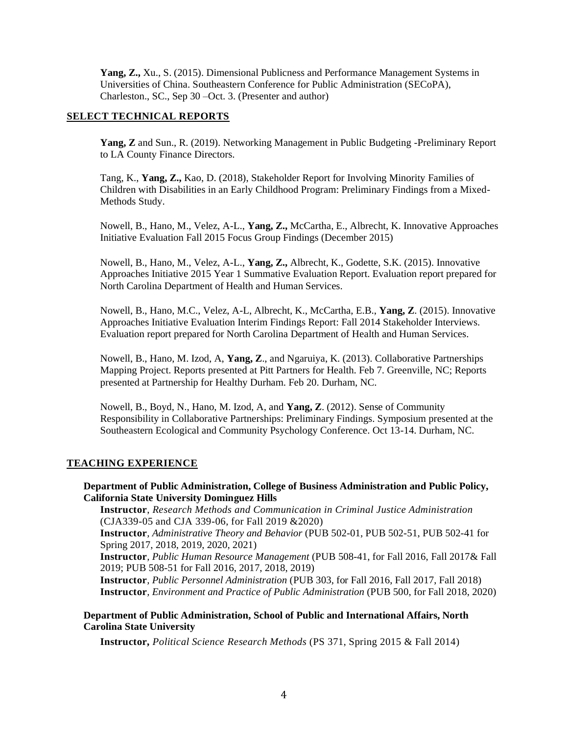**Yang, Z.,** Xu., S. (2015). Dimensional Publicness and Performance Management Systems in Universities of China. Southeastern Conference for Public Administration (SECoPA), Charleston., SC., Sep 30 –Oct. 3. (Presenter and author)

## SELECT TECHNICAL REPORTS

**Yang, Z** and Sun., R. (2019). Networking Management in Public Budgeting -Preliminary Report to LA County Finance Directors.

Tang, K., **Yang, Z.,** Kao, D. (2018), Stakeholder Report for Involving Minority Families of Children with Disabilities in an Early Childhood Program: Preliminary Findings from a Mixed-Methods Study.

Nowell, B., Hano, M., Velez, A-L., **Yang, Z.,** McCartha, E., Albrecht, K. Innovative Approaches Initiative Evaluation Fall 2015 Focus Group Findings (December 2015)

Nowell, B., Hano, M., Velez, A-L., **Yang, Z.,** Albrecht, K., Godette, S.K. (2015). Innovative Approaches Initiative 2015 Year 1 Summative Evaluation Report. Evaluation report prepared for North Carolina Department of Health and Human Services.

Nowell, B., Hano, M.C., Velez, A-L, Albrecht, K., McCartha, E.B., **Yang, Z**. (2015). Innovative Approaches Initiative Evaluation Interim Findings Report: Fall 2014 Stakeholder Interviews. Evaluation report prepared for North Carolina Department of Health and Human Services.

Nowell, B., Hano, M. Izod, A, **Yang, Z**., and Ngaruiya, K. (2013). Collaborative Partnerships Mapping Project. Reports presented at Pitt Partners for Health. Feb 7. Greenville, NC; Reports presented at Partnership for Healthy Durham. Feb 20. Durham, NC.

Nowell, B., Boyd, N., Hano, M. Izod, A, and **Yang, Z**. (2012). Sense of Community Responsibility in Collaborative Partnerships: Preliminary Findings. Symposium presented at the Southeastern Ecological and Community Psychology Conference. Oct 13-14. Durham, NC.

## TEACHING EXPERIENCE

**Department of Public Administration, College of Business Administration and Public Policy, California State University Dominguez Hills**

**Instructor**, *Research Methods and Communication in Criminal Justice Administration* (CJA339-05 and CJA 339-06, for Fall 2019 &2020)
**Instructor**, *Administrative Theory and Behavior* (PUB 502-01, PUB 502-51, PUB 502-41 for Spring 2017, 2018, 2019, 2020, 2021)
**Instructor**, *Public Human Resource Management* (PUB 508-41, for Fall 2016, Fall 2017& Fall 2019; PUB 508-51 for Fall 2016, 2017, 2018, 2019)
**Instructor**, *Public Personnel Administration* (PUB 303, for Fall 2016, Fall 2017, Fall 2018)
**Instructor**, *Environment and Practice of Public Administration* (PUB 500, for Fall 2018, 2020)

**Department of Public Administration, School of Public and International Affairs, North Carolina State University**

**Instructor,** *Political Science Research Methods* (PS 371, Spring 2015 & Fall 2014)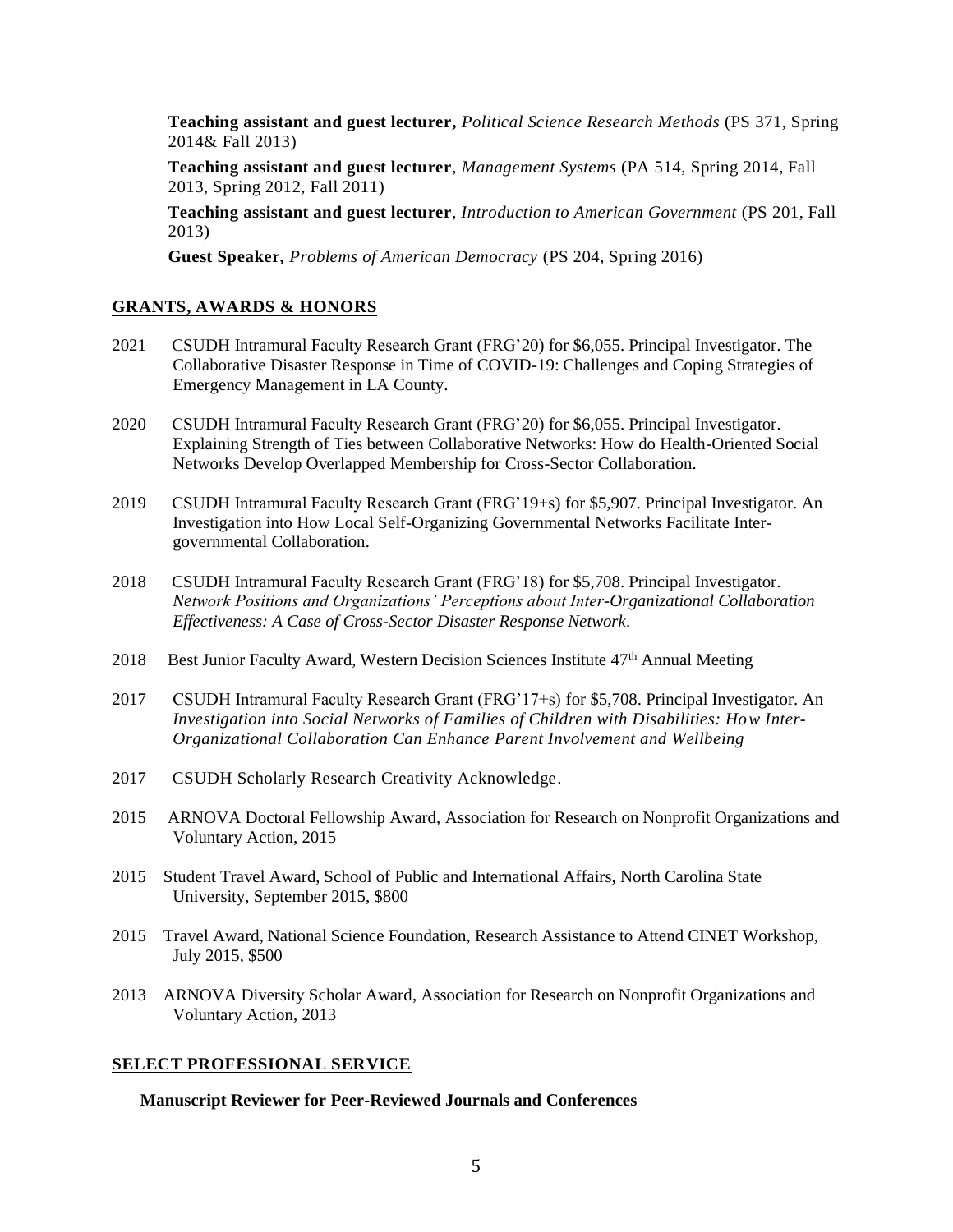**Teaching assistant and guest lecturer,** *Political Science Research Methods* (PS 371, Spring 2014& Fall 2013)

**Teaching assistant and guest lecturer**, *Management Systems* (PA 514, Spring 2014, Fall 2013, Spring 2012, Fall 2011)

**Teaching assistant and guest lecturer**, *Introduction to American Government* (PS 201, Fall 2013)

**Guest Speaker,** *Problems of American Democracy* (PS 204, Spring 2016)

## GRANTS, AWARDS & HONORS

2021 CSUDH Intramural Faculty Research Grant (FRG'20) for $6,055. Principal Investigator. The Collaborative Disaster Response in Time of COVID-19: Challenges and Coping Strategies of Emergency Management in LA County.

2020 CSUDH Intramural Faculty Research Grant (FRG'20) for $6,055. Principal Investigator. Explaining Strength of Ties between Collaborative Networks: How do Health-Oriented Social Networks Develop Overlapped Membership for Cross-Sector Collaboration.

2019 CSUDH Intramural Faculty Research Grant (FRG'19+s) for $5,907. Principal Investigator. An Investigation into How Local Self-Organizing Governmental Networks Facilitate Inter-governmental Collaboration.

2018 CSUDH Intramural Faculty Research Grant (FRG'18) for $5,708. Principal Investigator. *Network Positions and Organizations' Perceptions about Inter-Organizational Collaboration Effectiveness: A Case of Cross-Sector Disaster Response Network*.

2018 Best Junior Faculty Award, Western Decision Sciences Institute 47th Annual Meeting

2017 CSUDH Intramural Faculty Research Grant (FRG'17+s) for $5,708. Principal Investigator. An *Investigation into Social Networks of Families of Children with Disabilities: How Inter-Organizational Collaboration Can Enhance Parent Involvement and Wellbeing*

2017 CSUDH Scholarly Research Creativity Acknowledge.

2015 ARNOVA Doctoral Fellowship Award, Association for Research on Nonprofit Organizations and Voluntary Action, 2015

2015 Student Travel Award, School of Public and International Affairs, North Carolina State University, September 2015, $800

2015 Travel Award, National Science Foundation, Research Assistance to Attend CINET Workshop, July 2015, $500

2013 ARNOVA Diversity Scholar Award, Association for Research on Nonprofit Organizations and Voluntary Action, 2013

## SELECT PROFESSIONAL SERVICE

**Manuscript Reviewer for Peer-Reviewed Journals and Conferences**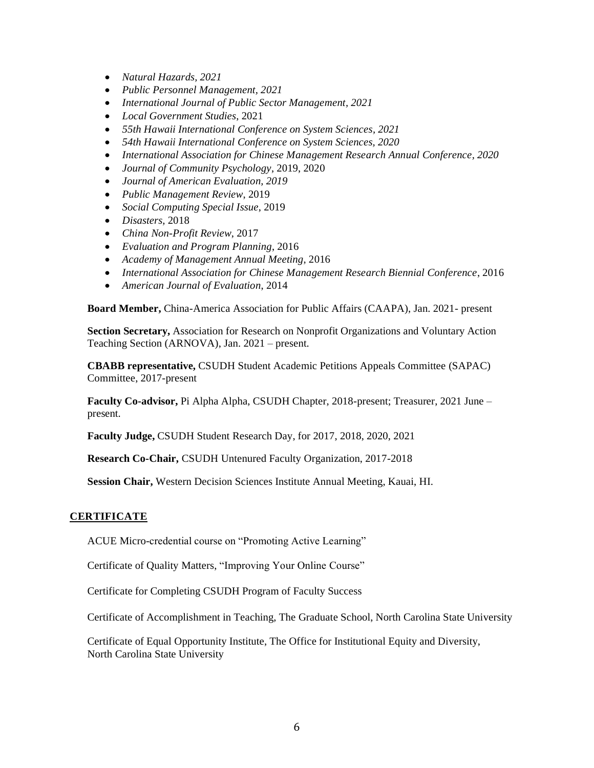- *Natural Hazards, 2021*
- *Public Personnel Management, 2021*
- *International Journal of Public Sector Management, 2021*
- *Local Government Studies*, 2021
- *55th Hawaii International Conference on System Sciences, 2021*
- *54th Hawaii International Conference on System Sciences, 2020*
- *International Association for Chinese Management Research Annual Conference, 2020*
- *Journal of Community Psychology*, 2019, 2020
- *Journal of American Evaluation, 2019*
- *Public Management Review*, 2019
- *Social Computing Special Issue*, 2019
- *Disasters*, 2018
- *China Non-Profit Review*, 2017
- *Evaluation and Program Planning*, 2016
- *Academy of Management Annual Meeting*, 2016
- *International Association for Chinese Management Research Biennial Conference*, 2016
- *American Journal of Evaluation*, 2014

**Board Member,** China-America Association for Public Affairs (CAAPA), Jan. 2021- present

**Section Secretary,** Association for Research on Nonprofit Organizations and Voluntary Action Teaching Section (ARNOVA), Jan. 2021 – present.

**CBABB representative,** CSUDH Student Academic Petitions Appeals Committee (SAPAC) Committee, 2017-present

**Faculty Co-advisor,** Pi Alpha Alpha, CSUDH Chapter, 2018-present; Treasurer, 2021 June – present.

**Faculty Judge,** CSUDH Student Research Day, for 2017, 2018, 2020, 2021

**Research Co-Chair,** CSUDH Untenured Faculty Organization, 2017-2018

**Session Chair,** Western Decision Sciences Institute Annual Meeting, Kauai, HI.

## CERTIFICATE

ACUE Micro-credential course on "Promoting Active Learning"

Certificate of Quality Matters, "Improving Your Online Course"

Certificate for Completing CSUDH Program of Faculty Success

Certificate of Accomplishment in Teaching, The Graduate School, North Carolina State University

Certificate of Equal Opportunity Institute, The Office for Institutional Equity and Diversity, North Carolina State University